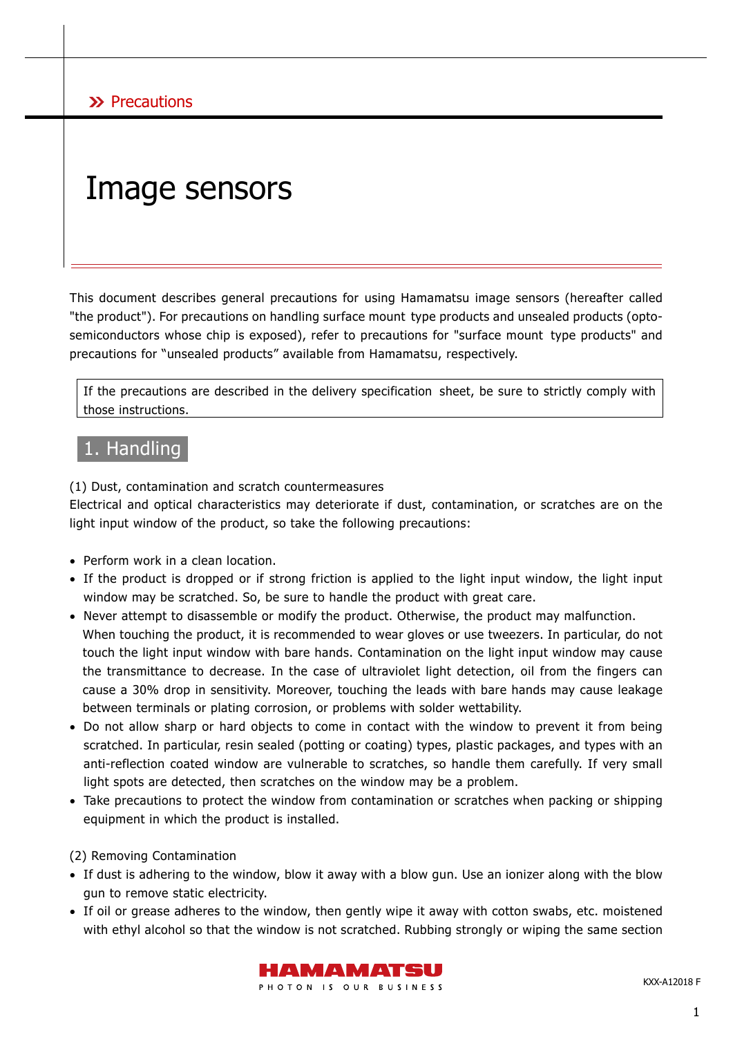» Precautions

# Image sensors

This document describes general precautions for using Hamamatsu image sensors (hereafter called "the product"). For precautions on handling surface mount type products and unsealed products (opto-semiconductors whose chip is exposed), refer to precautions for "surface mount type products" and precautions for “unsealed products” available from Hamamatsu, respectively.

> If the precautions are described in the delivery specification sheet, be sure to strictly comply with those instructions.

## 1. Handling

(1) Dust, contamination and scratch countermeasures

Electrical and optical characteristics may deteriorate if dust, contamination, or scratches are on the light input window of the product, so take the following precautions:

- Perform work in a clean location.
- If the product is dropped or if strong friction is applied to the light input window, the light input window may be scratched. So, be sure to handle the product with great care.
- Never attempt to disassemble or modify the product. Otherwise, the product may malfunction.
  When touching the product, it is recommended to wear gloves or use tweezers. In particular, do not touch the light input window with bare hands. Contamination on the light input window may cause the transmittance to decrease. In the case of ultraviolet light detection, oil from the fingers can cause a 30% drop in sensitivity. Moreover, touching the leads with bare hands may cause leakage between terminals or plating corrosion, or problems with solder wettability.
- Do not allow sharp or hard objects to come in contact with the window to prevent it from being scratched. In particular, resin sealed (potting or coating) types, plastic packages, and types with an anti-reflection coated window are vulnerable to scratches, so handle them carefully. If very small light spots are detected, then scratches on the window may be a problem.
- Take precautions to protect the window from contamination or scratches when packing or shipping equipment in which the product is installed.

(2) Removing Contamination

- If dust is adhering to the window, blow it away with a blow gun. Use an ionizer along with the blow gun to remove static electricity.
- If oil or grease adheres to the window, then gently wipe it away with cotton swabs, etc. moistened with ethyl alcohol so that the window is not scratched. Rubbing strongly or wiping the same section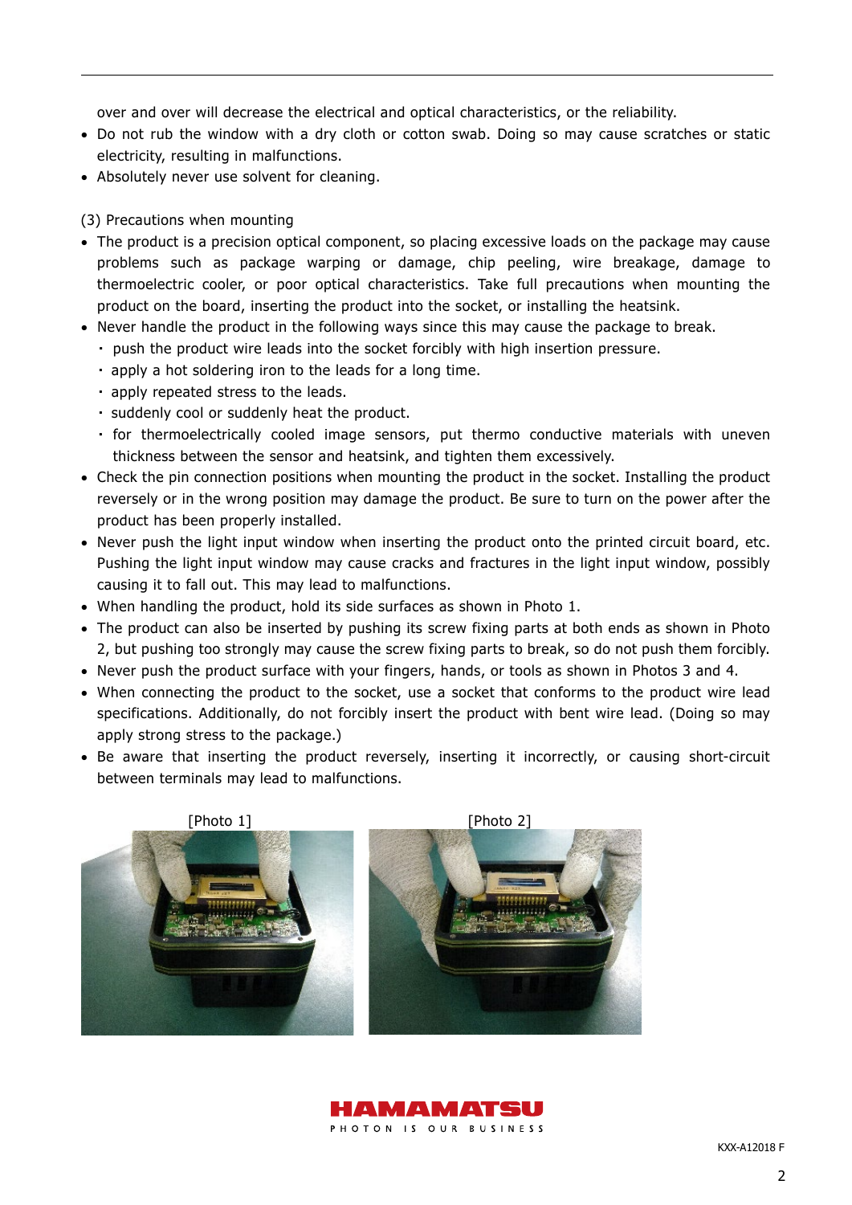over and over will decrease the electrical and optical characteristics, or the reliability.

- Do not rub the window with a dry cloth or cotton swab. Doing so may cause scratches or static electricity, resulting in malfunctions.
- Absolutely never use solvent for cleaning.

(3) Precautions when mounting

- The product is a precision optical component, so placing excessive loads on the package may cause problems such as package warping or damage, chip peeling, wire breakage, damage to thermoelectric cooler, or poor optical characteristics. Take full precautions when mounting the product on the board, inserting the product into the socket, or installing the heatsink.
- Never handle the product in the following ways since this may cause the package to break.
  - ・push the product wire leads into the socket forcibly with high insertion pressure.
  - ・apply a hot soldering iron to the leads for a long time.
  - ・apply repeated stress to the leads.
  - ・suddenly cool or suddenly heat the product.
  - ・for thermoelectrically cooled image sensors, put thermo conductive materials with uneven thickness between the sensor and heatsink, and tighten them excessively.
- Check the pin connection positions when mounting the product in the socket. Installing the product reversely or in the wrong position may damage the product. Be sure to turn on the power after the product has been properly installed.
- Never push the light input window when inserting the product onto the printed circuit board, etc. Pushing the light input window may cause cracks and fractures in the light input window, possibly causing it to fall out. This may lead to malfunctions.
- When handling the product, hold its side surfaces as shown in Photo 1.
- The product can also be inserted by pushing its screw fixing parts at both ends as shown in Photo 2, but pushing too strongly may cause the screw fixing parts to break, so do not push them forcibly.
- Never push the product surface with your fingers, hands, or tools as shown in Photos 3 and 4.
- When connecting the product to the socket, use a socket that conforms to the product wire lead specifications. Additionally, do not forcibly insert the product with bent wire lead. (Doing so may apply strong stress to the package.)
- Be aware that inserting the product reversely, inserting it incorrectly, or causing short-circuit between terminals may lead to malfunctions.

[Photo 1]

[Photo 2]

KXX-A12018 F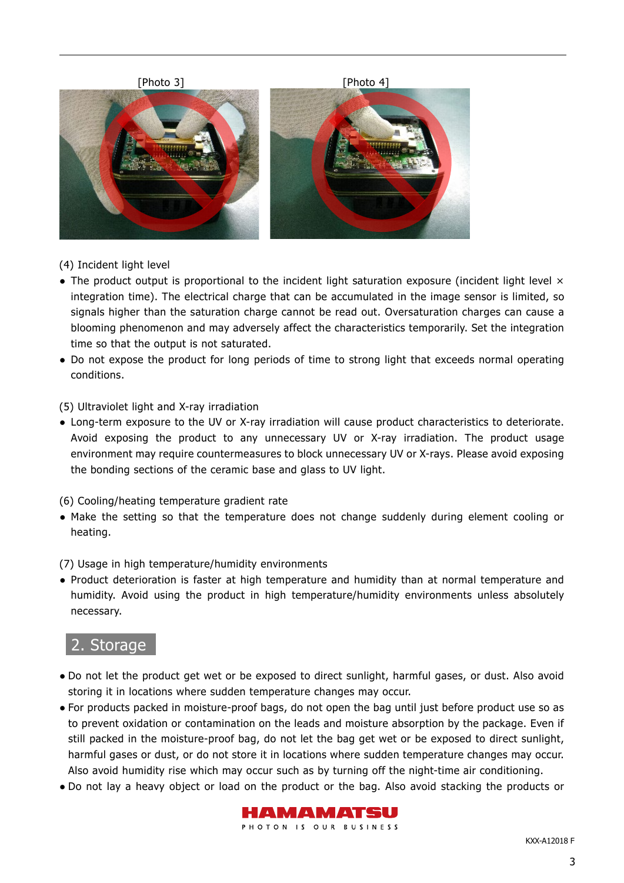[Photo 3] [Photo 4]

(4) Incident light level

- The product output is proportional to the incident light saturation exposure (incident light level × integration time). The electrical charge that can be accumulated in the image sensor is limited, so signals higher than the saturation charge cannot be read out. Oversaturation charges can cause a blooming phenomenon and may adversely affect the characteristics temporarily. Set the integration time so that the output is not saturated.
- Do not expose the product for long periods of time to strong light that exceeds normal operating conditions.

(5) Ultraviolet light and X-ray irradiation

- Long-term exposure to the UV or X-ray irradiation will cause product characteristics to deteriorate. Avoid exposing the product to any unnecessary UV or X-ray irradiation. The product usage environment may require countermeasures to block unnecessary UV or X-rays. Please avoid exposing the bonding sections of the ceramic base and glass to UV light.

(6) Cooling/heating temperature gradient rate

- Make the setting so that the temperature does not change suddenly during element cooling or heating.

(7) Usage in high temperature/humidity environments

- Product deterioration is faster at high temperature and humidity than at normal temperature and humidity. Avoid using the product in high temperature/humidity environments unless absolutely necessary.

## 2. Storage

- Do not let the product get wet or be exposed to direct sunlight, harmful gases, or dust. Also avoid storing it in locations where sudden temperature changes may occur.
- For products packed in moisture-proof bags, do not open the bag until just before product use so as to prevent oxidation or contamination on the leads and moisture absorption by the package. Even if still packed in the moisture-proof bag, do not let the bag get wet or be exposed to direct sunlight, harmful gases or dust, or do not store it in locations where sudden temperature changes may occur. Also avoid humidity rise which may occur such as by turning off the night-time air conditioning.
- Do not lay a heavy object or load on the product or the bag. Also avoid stacking the products or

KXX-A12018 F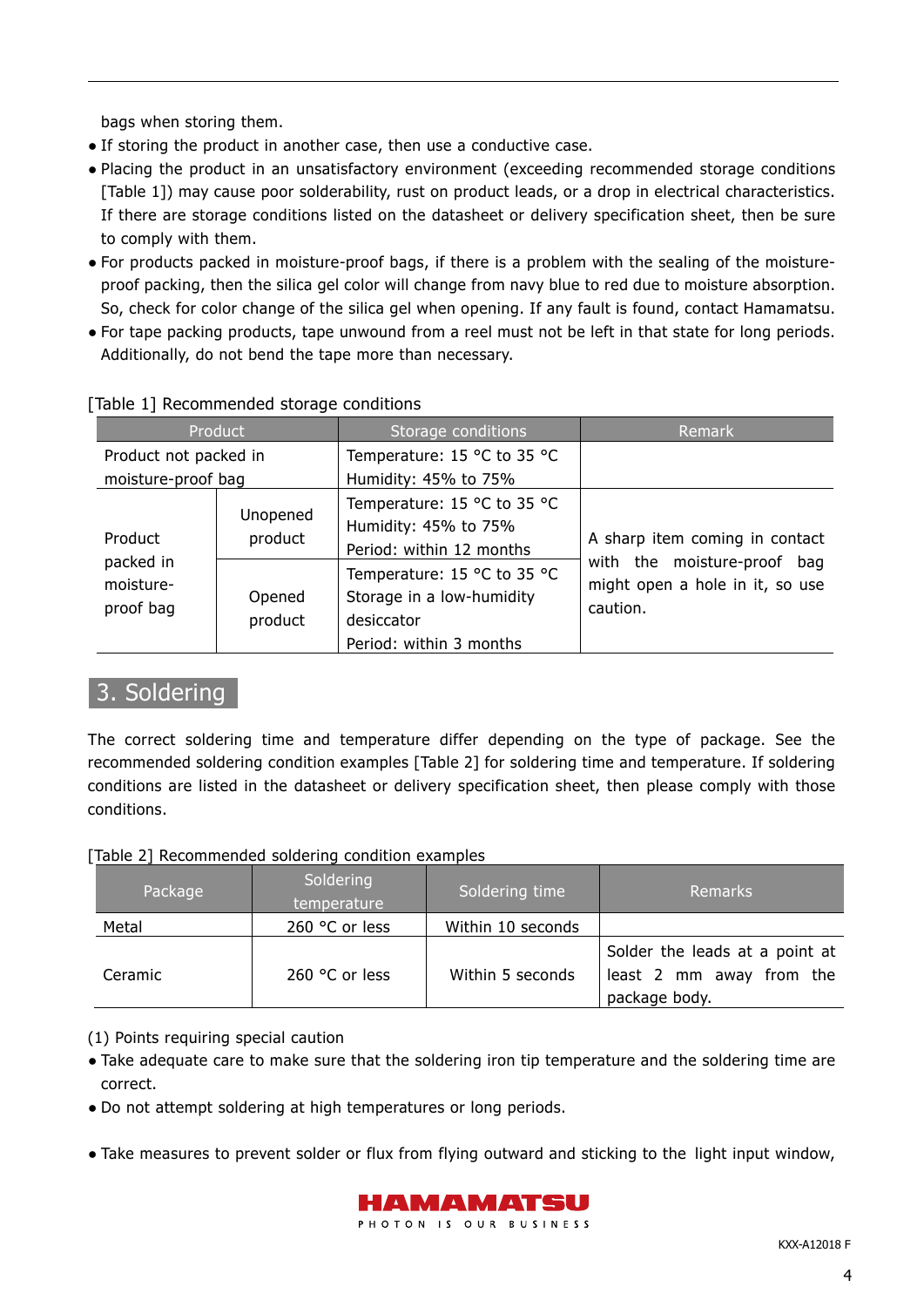bags when storing them.

- If storing the product in another case, then use a conductive case.
- Placing the product in an unsatisfactory environment (exceeding recommended storage conditions [Table 1]) may cause poor solderability, rust on product leads, or a drop in electrical characteristics. If there are storage conditions listed on the datasheet or delivery specification sheet, then be sure to comply with them.
- For products packed in moisture-proof bags, if there is a problem with the sealing of the moisture-proof packing, then the silica gel color will change from navy blue to red due to moisture absorption. So, check for color change of the silica gel when opening. If any fault is found, contact Hamamatsu.
- For tape packing products, tape unwound from a reel must not be left in that state for long periods. Additionally, do not bend the tape more than necessary.

[Table 1] Recommended storage conditions

| Product | | Storage conditions | Remark |
|---|---|---|---|
| Product not packed in moisture-proof bag | | Temperature: 15 °C to 35 °C<br>Humidity: 45% to 75% | |
| Product packed in moisture-proof bag | Unopened product | Temperature: 15 °C to 35 °C<br>Humidity: 45% to 75%<br>Period: within 12 months | A sharp item coming in contact with the moisture-proof bag might open a hole in it, so use caution. |
| | Opened product | Temperature: 15 °C to 35 °C<br>Storage in a low-humidity desiccator<br>Period: within 3 months | |

## 3. Soldering

The correct soldering time and temperature differ depending on the type of package. See the recommended soldering condition examples [Table 2] for soldering time and temperature. If soldering conditions are listed in the datasheet or delivery specification sheet, then please comply with those conditions.

[Table 2] Recommended soldering condition examples

| Package | Soldering temperature | Soldering time | Remarks |
|---|---|---|---|
| Metal | 260 °C or less | Within 10 seconds | |
| Ceramic | 260 °C or less | Within 5 seconds | Solder the leads at a point at least 2 mm away from the package body. |

(1) Points requiring special caution

- Take adequate care to make sure that the soldering iron tip temperature and the soldering time are correct.
- Do not attempt soldering at high temperatures or long periods.
- Take measures to prevent solder or flux from flying outward and sticking to the light input window,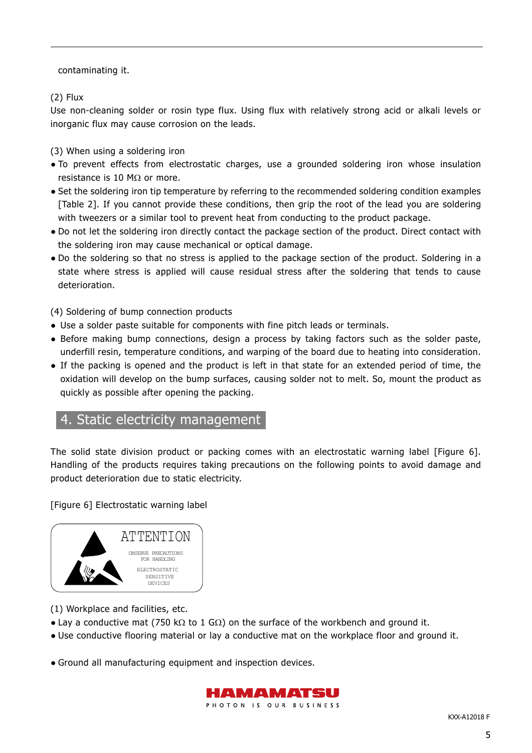contaminating it.

(2) Flux

Use non-cleaning solder or rosin type flux. Using flux with relatively strong acid or alkali levels or inorganic flux may cause corrosion on the leads.

(3) When using a soldering iron

- To prevent effects from electrostatic charges, use a grounded soldering iron whose insulation resistance is 10 MΩ or more.
- Set the soldering iron tip temperature by referring to the recommended soldering condition examples [Table 2]. If you cannot provide these conditions, then grip the root of the lead you are soldering with tweezers or a similar tool to prevent heat from conducting to the product package.
- Do not let the soldering iron directly contact the package section of the product. Direct contact with the soldering iron may cause mechanical or optical damage.
- Do the soldering so that no stress is applied to the package section of the product. Soldering in a state where stress is applied will cause residual stress after the soldering that tends to cause deterioration.

(4) Soldering of bump connection products

- Use a solder paste suitable for components with fine pitch leads or terminals.
- Before making bump connections, design a process by taking factors such as the solder paste, underfill resin, temperature conditions, and warping of the board due to heating into consideration.
- If the packing is opened and the product is left in that state for an extended period of time, the oxidation will develop on the bump surfaces, causing solder not to melt. So, mount the product as quickly as possible after opening the packing.

## 4. Static electricity management

The solid state division product or packing comes with an electrostatic warning label [Figure 6]. Handling of the products requires taking precautions on the following points to avoid damage and product deterioration due to static electricity.

[Figure 6] Electrostatic warning label

ATTENTION

OBSERVE PRECAUTIONS FOR HANDLING

ELECTROSTATIC SENSITIVE DEVICES

(1) Workplace and facilities, etc.

- Lay a conductive mat (750 kΩ to 1 GΩ) on the surface of the workbench and ground it.
- Use conductive flooring material or lay a conductive mat on the workplace floor and ground it.

- Ground all manufacturing equipment and inspection devices.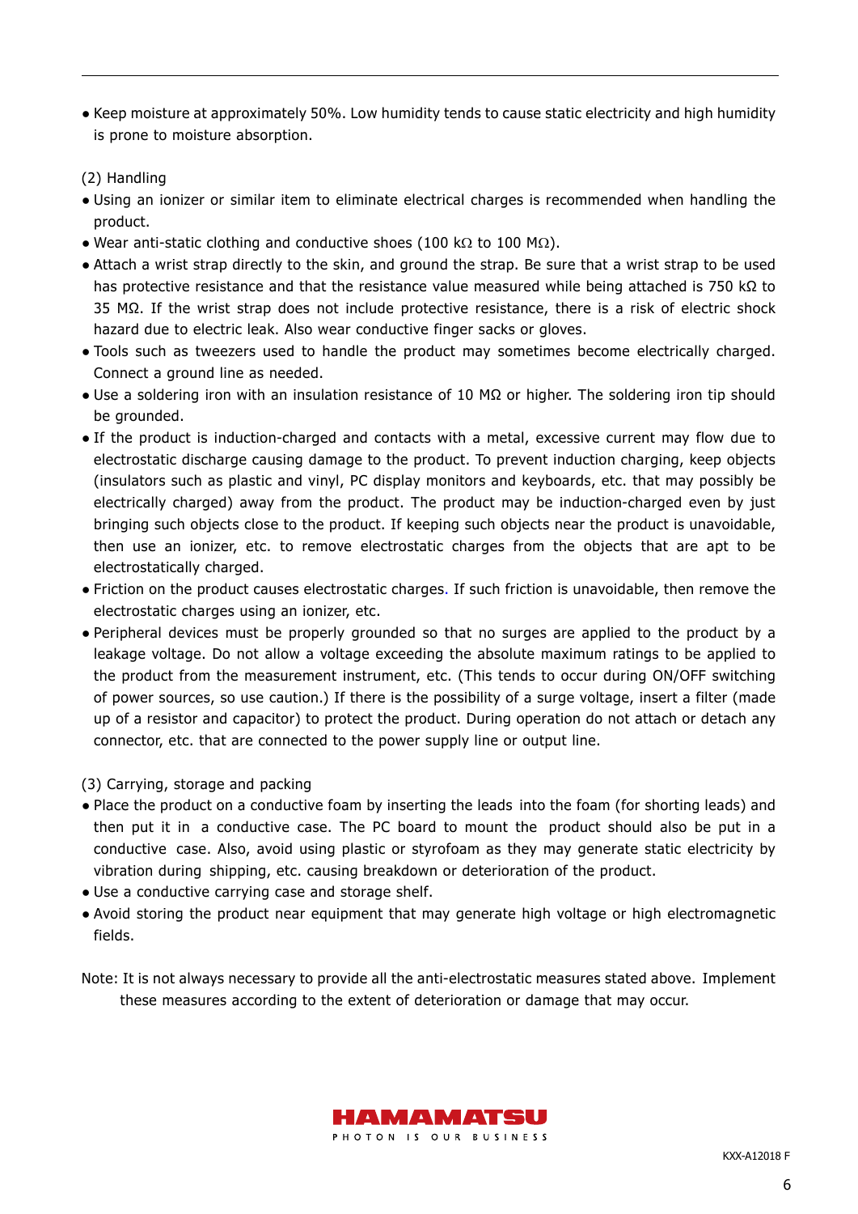- Keep moisture at approximately 50%. Low humidity tends to cause static electricity and high humidity is prone to moisture absorption.

(2) Handling

- Using an ionizer or similar item to eliminate electrical charges is recommended when handling the product.
- Wear anti-static clothing and conductive shoes (100 kΩ to 100 MΩ).
- Attach a wrist strap directly to the skin, and ground the strap. Be sure that a wrist strap to be used has protective resistance and that the resistance value measured while being attached is 750 kΩ to 35 MΩ. If the wrist strap does not include protective resistance, there is a risk of electric shock hazard due to electric leak. Also wear conductive finger sacks or gloves.
- Tools such as tweezers used to handle the product may sometimes become electrically charged. Connect a ground line as needed.
- Use a soldering iron with an insulation resistance of 10 MΩ or higher. The soldering iron tip should be grounded.
- If the product is induction-charged and contacts with a metal, excessive current may flow due to electrostatic discharge causing damage to the product. To prevent induction charging, keep objects (insulators such as plastic and vinyl, PC display monitors and keyboards, etc. that may possibly be electrically charged) away from the product. The product may be induction-charged even by just bringing such objects close to the product. If keeping such objects near the product is unavoidable, then use an ionizer, etc. to remove electrostatic charges from the objects that are apt to be electrostatically charged.
- Friction on the product causes electrostatic charges. If such friction is unavoidable, then remove the electrostatic charges using an ionizer, etc.
- Peripheral devices must be properly grounded so that no surges are applied to the product by a leakage voltage. Do not allow a voltage exceeding the absolute maximum ratings to be applied to the product from the measurement instrument, etc. (This tends to occur during ON/OFF switching of power sources, so use caution.) If there is the possibility of a surge voltage, insert a filter (made up of a resistor and capacitor) to protect the product. During operation do not attach or detach any connector, etc. that are connected to the power supply line or output line.

(3) Carrying, storage and packing

- Place the product on a conductive foam by inserting the leads into the foam (for shorting leads) and then put it in a conductive case. The PC board to mount the product should also be put in a conductive case. Also, avoid using plastic or styrofoam as they may generate static electricity by vibration during shipping, etc. causing breakdown or deterioration of the product.
- Use a conductive carrying case and storage shelf.
- Avoid storing the product near equipment that may generate high voltage or high electromagnetic fields.

Note: It is not always necessary to provide all the anti-electrostatic measures stated above. Implement these measures according to the extent of deterioration or damage that may occur.

KXX-A12018 F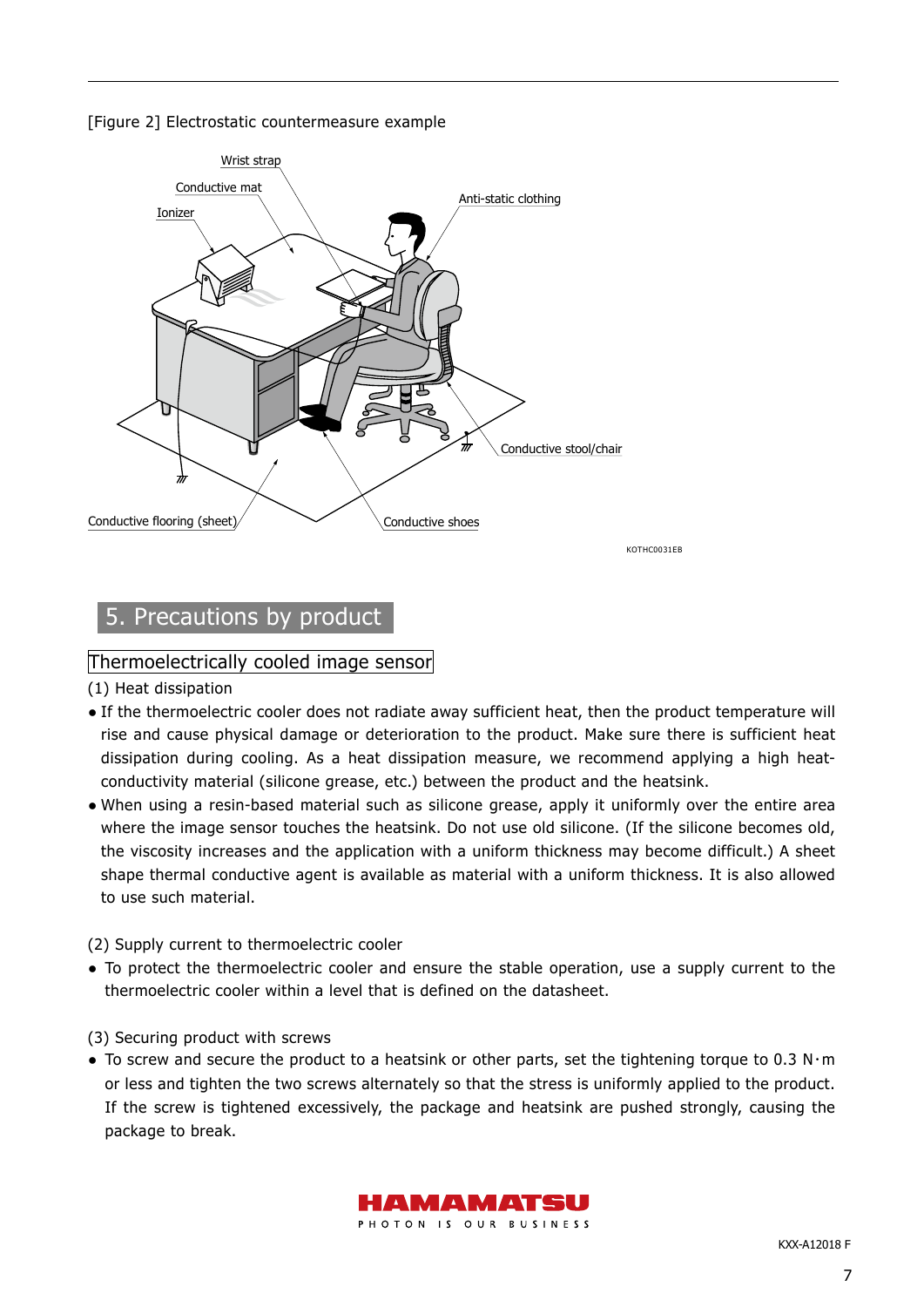[Figure 2] Electrostatic countermeasure example

Wrist strap

Conductive mat

Ionizer

Anti-static clothing

Conductive stool/chair

Conductive flooring (sheet)

Conductive shoes

KOTHC0031EB

## 5. Precautions by product

### Thermoelectrically cooled image sensor

(1) Heat dissipation

- If the thermoelectric cooler does not radiate away sufficient heat, then the product temperature will rise and cause physical damage or deterioration to the product. Make sure there is sufficient heat dissipation during cooling. As a heat dissipation measure, we recommend applying a high heat-conductivity material (silicone grease, etc.) between the product and the heatsink.
- When using a resin-based material such as silicone grease, apply it uniformly over the entire area where the image sensor touches the heatsink. Do not use old silicone. (If the silicone becomes old, the viscosity increases and the application with a uniform thickness may become difficult.) A sheet shape thermal conductive agent is available as material with a uniform thickness. It is also allowed to use such material.

(2) Supply current to thermoelectric cooler

- To protect the thermoelectric cooler and ensure the stable operation, use a supply current to the thermoelectric cooler within a level that is defined on the datasheet.

(3) Securing product with screws

- To screw and secure the product to a heatsink or other parts, set the tightening torque to 0.3 N·m or less and tighten the two screws alternately so that the stress is uniformly applied to the product. If the screw is tightened excessively, the package and heatsink are pushed strongly, causing the package to break.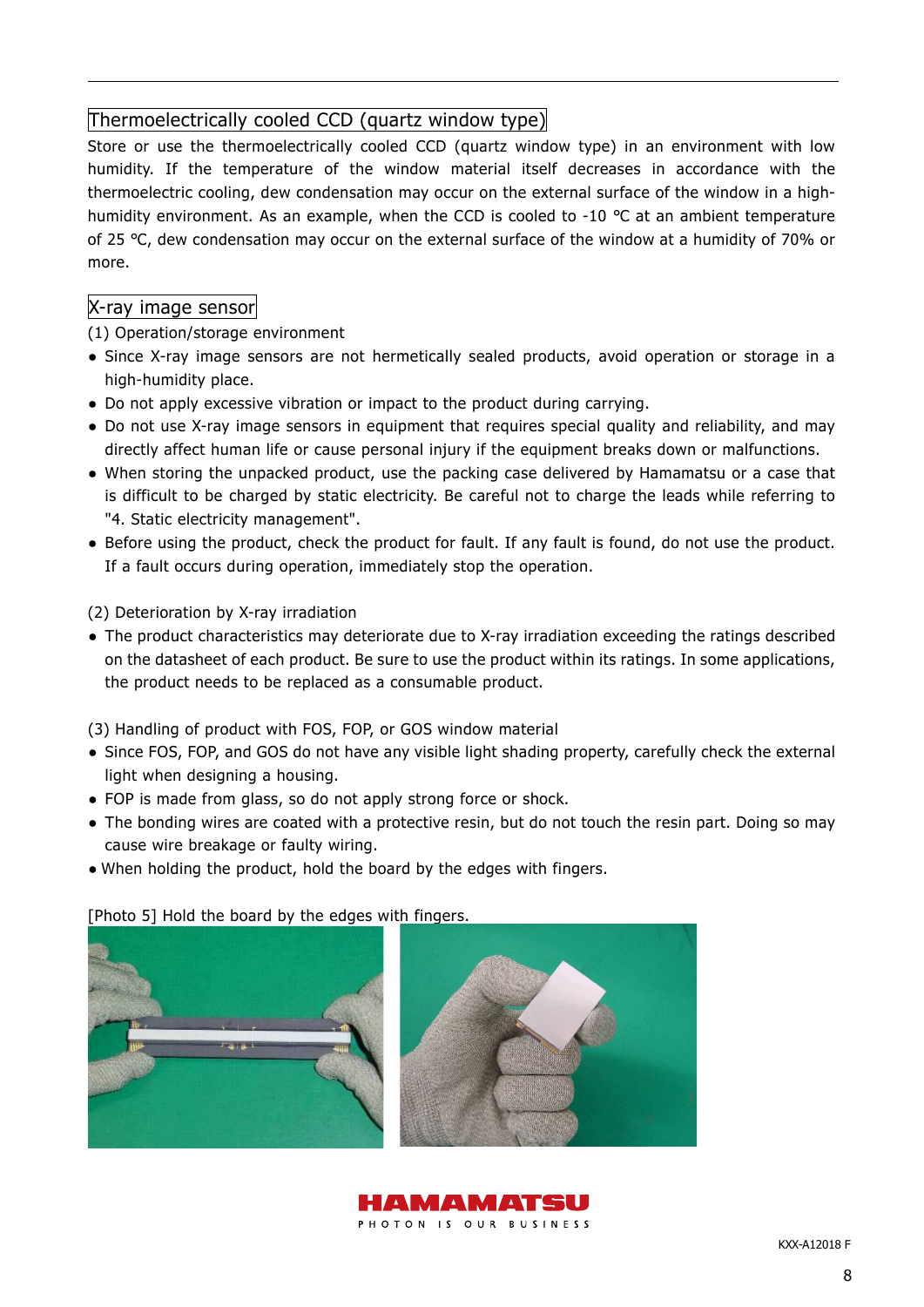## Thermoelectrically cooled CCD (quartz window type)

Store or use the thermoelectrically cooled CCD (quartz window type) in an environment with low humidity. If the temperature of the window material itself decreases in accordance with the thermoelectric cooling, dew condensation may occur on the external surface of the window in a high-humidity environment. As an example, when the CCD is cooled to -10 °C at an ambient temperature of 25 °C, dew condensation may occur on the external surface of the window at a humidity of 70% or more.

## X-ray image sensor

(1) Operation/storage environment

- Since X-ray image sensors are not hermetically sealed products, avoid operation or storage in a high-humidity place.
- Do not apply excessive vibration or impact to the product during carrying.
- Do not use X-ray image sensors in equipment that requires special quality and reliability, and may directly affect human life or cause personal injury if the equipment breaks down or malfunctions.
- When storing the unpacked product, use the packing case delivered by Hamamatsu or a case that is difficult to be charged by static electricity. Be careful not to charge the leads while referring to "4. Static electricity management".
- Before using the product, check the product for fault. If any fault is found, do not use the product. If a fault occurs during operation, immediately stop the operation.

(2) Deterioration by X-ray irradiation

- The product characteristics may deteriorate due to X-ray irradiation exceeding the ratings described on the datasheet of each product. Be sure to use the product within its ratings. In some applications, the product needs to be replaced as a consumable product.

(3) Handling of product with FOS, FOP, or GOS window material

- Since FOS, FOP, and GOS do not have any visible light shading property, carefully check the external light when designing a housing.
- FOP is made from glass, so do not apply strong force or shock.
- The bonding wires are coated with a protective resin, but do not touch the resin part. Doing so may cause wire breakage or faulty wiring.
- When holding the product, hold the board by the edges with fingers.

[Photo 5] Hold the board by the edges with fingers.

KXX-A12018 F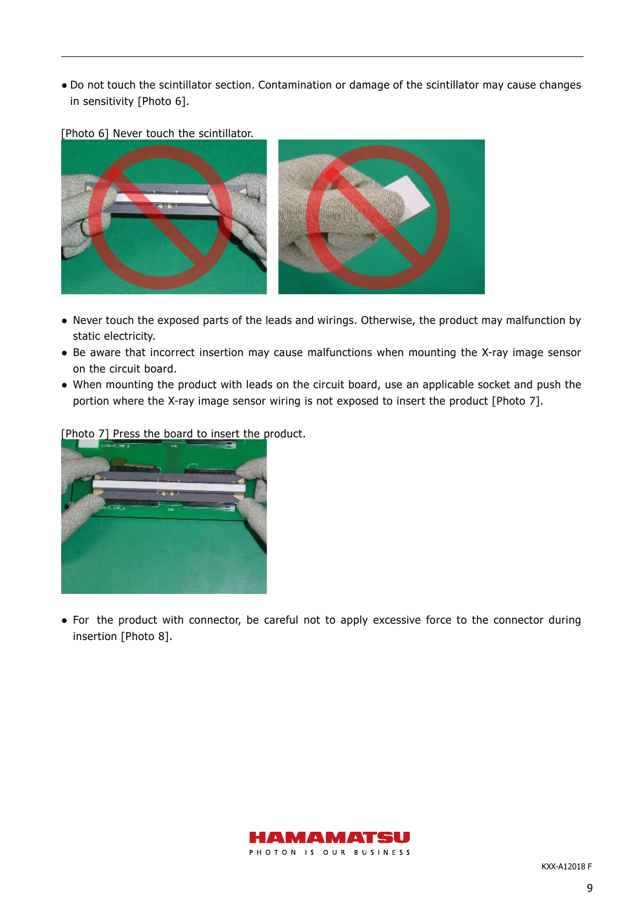- Do not touch the scintillator section. Contamination or damage of the scintillator may cause changes in sensitivity [Photo 6].

[Photo 6] Never touch the scintillator.

- Never touch the exposed parts of the leads and wirings. Otherwise, the product may malfunction by static electricity.
- Be aware that incorrect insertion may cause malfunctions when mounting the X-ray image sensor on the circuit board.
- When mounting the product with leads on the circuit board, use an applicable socket and push the portion where the X-ray image sensor wiring is not exposed to insert the product [Photo 7].

[Photo 7] Press the board to insert the product.

- For the product with connector, be careful not to apply excessive force to the connector during insertion [Photo 8].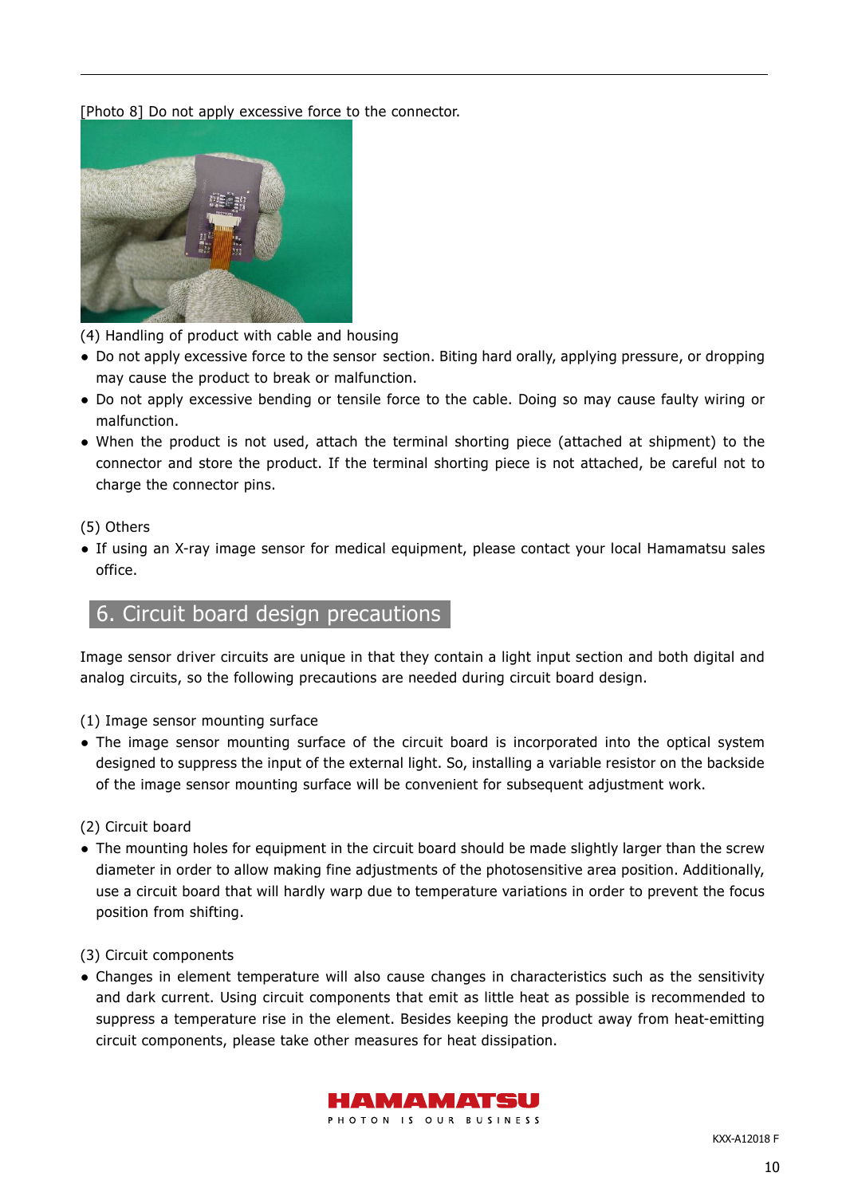[Photo 8] Do not apply excessive force to the connector.

(4) Handling of product with cable and housing

- Do not apply excessive force to the sensor section. Biting hard orally, applying pressure, or dropping may cause the product to break or malfunction.
- Do not apply excessive bending or tensile force to the cable. Doing so may cause faulty wiring or malfunction.
- When the product is not used, attach the terminal shorting piece (attached at shipment) to the connector and store the product. If the terminal shorting piece is not attached, be careful not to charge the connector pins.

(5) Others

- If using an X-ray image sensor for medical equipment, please contact your local Hamamatsu sales office.

## 6. Circuit board design precautions

Image sensor driver circuits are unique in that they contain a light input section and both digital and analog circuits, so the following precautions are needed during circuit board design.

(1) Image sensor mounting surface

- The image sensor mounting surface of the circuit board is incorporated into the optical system designed to suppress the input of the external light. So, installing a variable resistor on the backside of the image sensor mounting surface will be convenient for subsequent adjustment work.

(2) Circuit board

- The mounting holes for equipment in the circuit board should be made slightly larger than the screw diameter in order to allow making fine adjustments of the photosensitive area position. Additionally, use a circuit board that will hardly warp due to temperature variations in order to prevent the focus position from shifting.

(3) Circuit components

- Changes in element temperature will also cause changes in characteristics such as the sensitivity and dark current. Using circuit components that emit as little heat as possible is recommended to suppress a temperature rise in the element. Besides keeping the product away from heat-emitting circuit components, please take other measures for heat dissipation.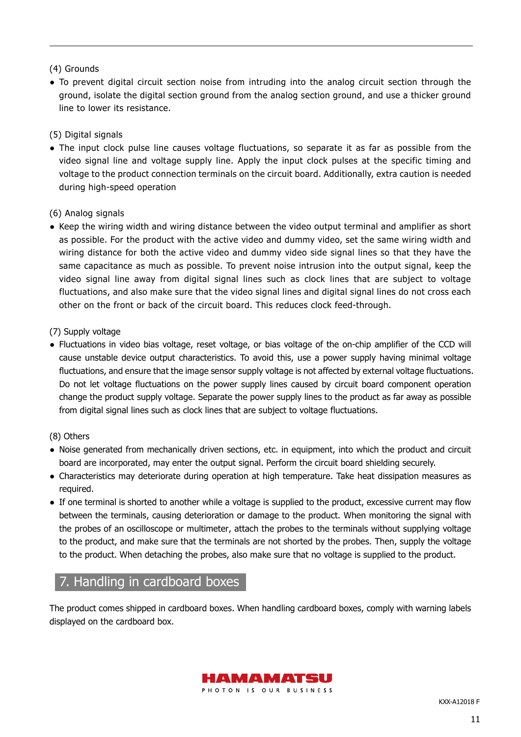(4) Grounds

- To prevent digital circuit section noise from intruding into the analog circuit section through the ground, isolate the digital section ground from the analog section ground, and use a thicker ground line to lower its resistance.

(5) Digital signals

- The input clock pulse line causes voltage fluctuations, so separate it as far as possible from the video signal line and voltage supply line. Apply the input clock pulses at the specific timing and voltage to the product connection terminals on the circuit board. Additionally, extra caution is needed during high-speed operation

(6) Analog signals

- Keep the wiring width and wiring distance between the video output terminal and amplifier as short as possible. For the product with the active video and dummy video, set the same wiring width and wiring distance for both the active video and dummy video side signal lines so that they have the same capacitance as much as possible. To prevent noise intrusion into the output signal, keep the video signal line away from digital signal lines such as clock lines that are subject to voltage fluctuations, and also make sure that the video signal lines and digital signal lines do not cross each other on the front or back of the circuit board. This reduces clock feed-through.

(7) Supply voltage

- Fluctuations in video bias voltage, reset voltage, or bias voltage of the on-chip amplifier of the CCD will cause unstable device output characteristics. To avoid this, use a power supply having minimal voltage fluctuations, and ensure that the image sensor supply voltage is not affected by external voltage fluctuations. Do not let voltage fluctuations on the power supply lines caused by circuit board component operation change the product supply voltage. Separate the power supply lines to the product as far away as possible from digital signal lines such as clock lines that are subject to voltage fluctuations.

(8) Others

- Noise generated from mechanically driven sections, etc. in equipment, into which the product and circuit board are incorporated, may enter the output signal. Perform the circuit board shielding securely.
- Characteristics may deteriorate during operation at high temperature. Take heat dissipation measures as required.
- If one terminal is shorted to another while a voltage is supplied to the product, excessive current may flow between the terminals, causing deterioration or damage to the product. When monitoring the signal with the probes of an oscilloscope or multimeter, attach the probes to the terminals without supplying voltage to the product, and make sure that the terminals are not shorted by the probes. Then, supply the voltage to the product. When detaching the probes, also make sure that no voltage is supplied to the product.

## 7. Handling in cardboard boxes

The product comes shipped in cardboard boxes. When handling cardboard boxes, comply with warning labels displayed on the cardboard box.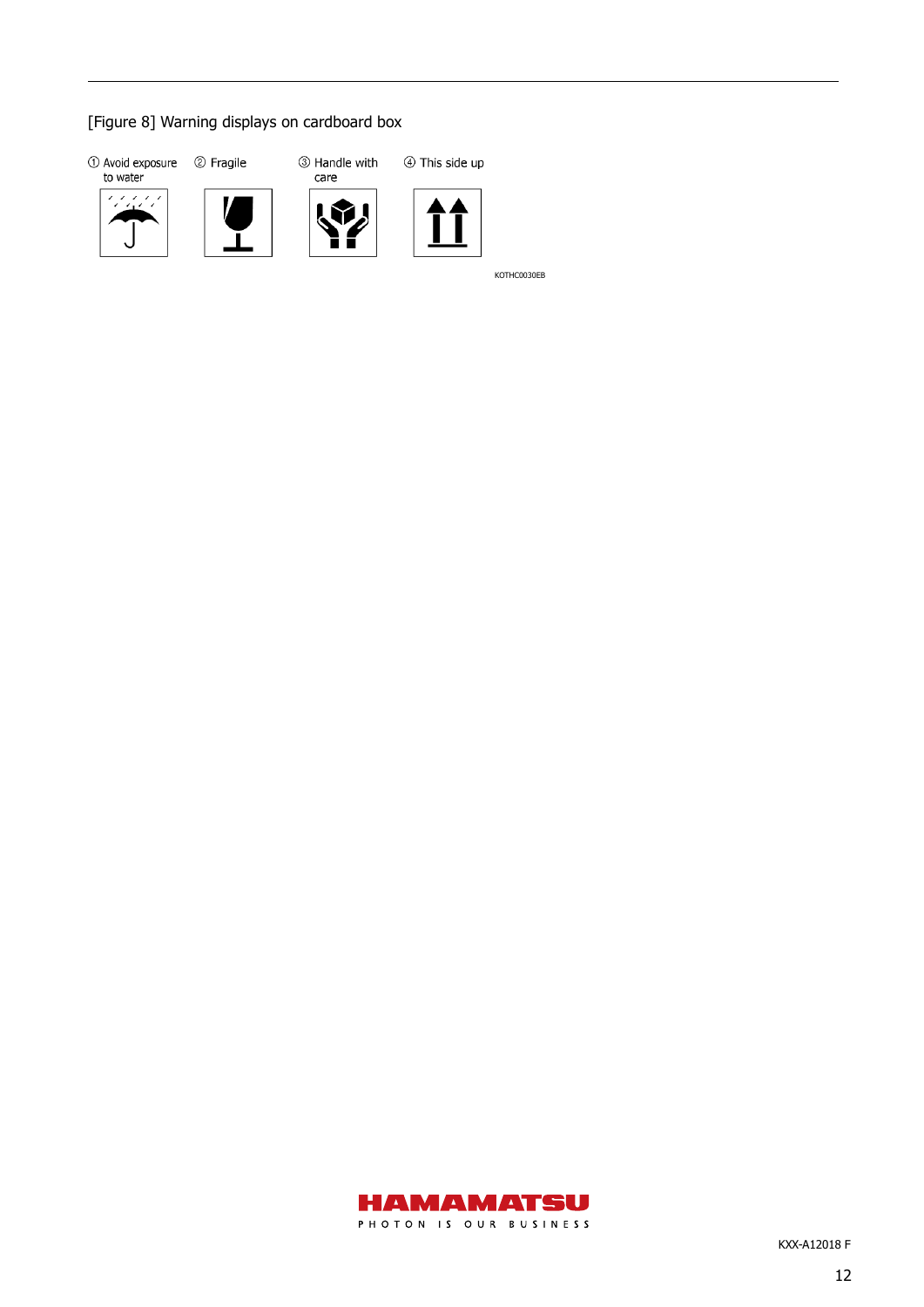[Figure 8] Warning displays on cardboard box

① Avoid exposure to water

② Fragile

③ Handle with care

④ This side up

KOTHC0030EB

HAMAMATSU
PHOTON IS OUR BUSINESS

KXX-A12018 F